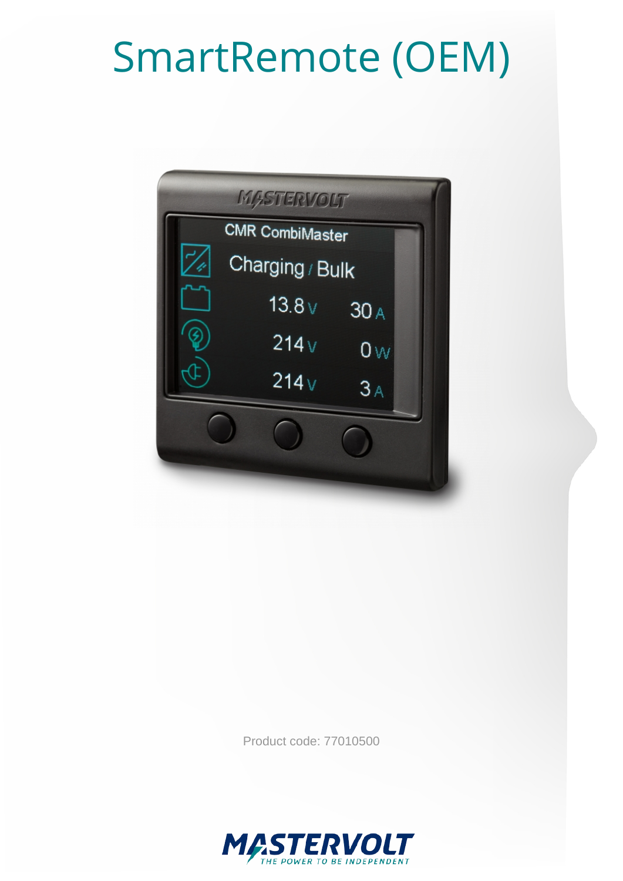# SmartRemote (OEM)

Product code: 77010500

MASTERVOLT
THE POWER TO BE INDEPENDENT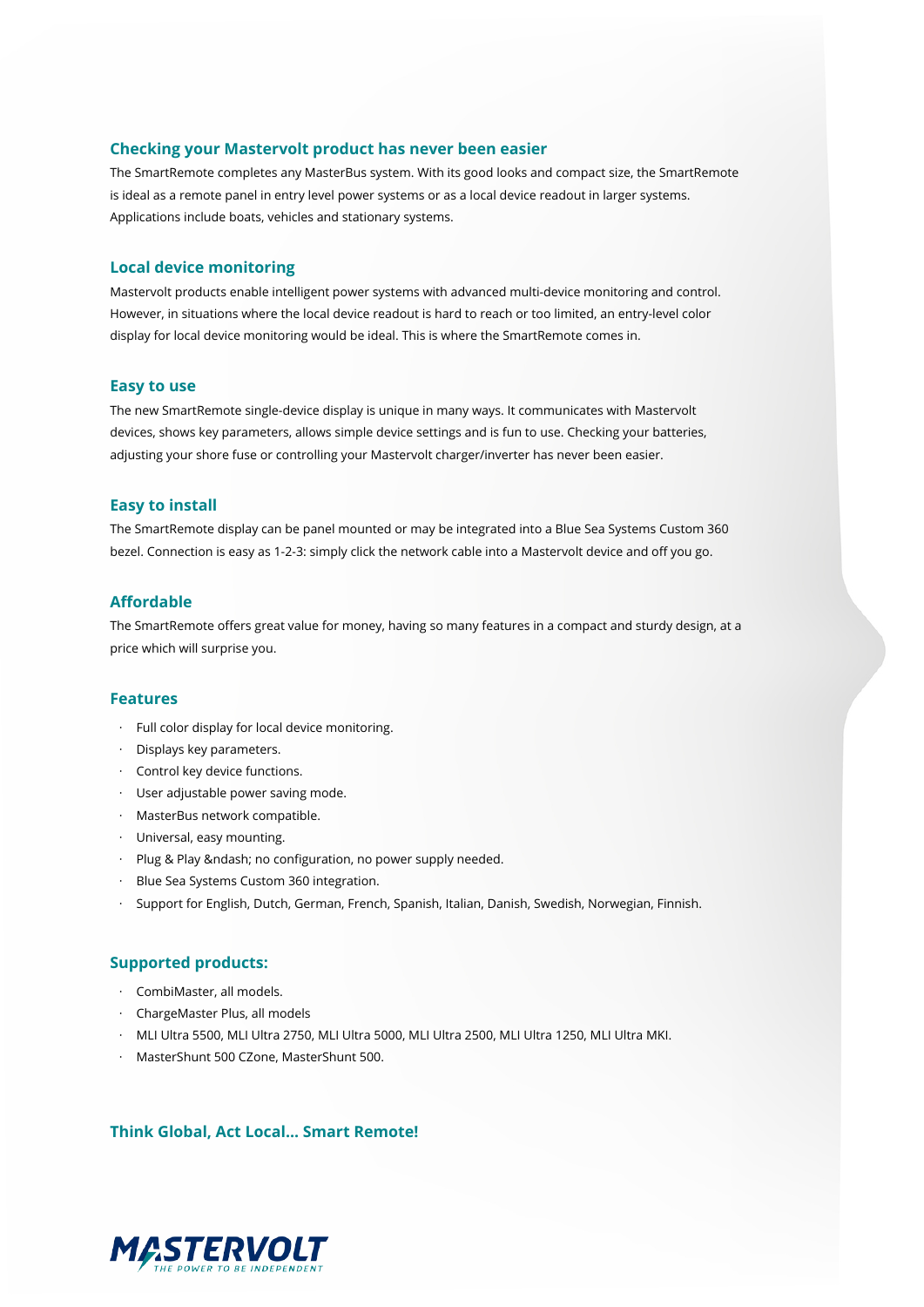## Checking your Mastervolt product has never been easier

The SmartRemote completes any MasterBus system. With its good looks and compact size, the SmartRemote is ideal as a remote panel in entry level power systems or as a local device readout in larger systems. Applications include boats, vehicles and stationary systems.

## Local device monitoring

Mastervolt products enable intelligent power systems with advanced multi-device monitoring and control. However, in situations where the local device readout is hard to reach or too limited, an entry-level color display for local device monitoring would be ideal. This is where the SmartRemote comes in.

## Easy to use

The new SmartRemote single-device display is unique in many ways. It communicates with Mastervolt devices, shows key parameters, allows simple device settings and is fun to use. Checking your batteries, adjusting your shore fuse or controlling your Mastervolt charger/inverter has never been easier.

## Easy to install

The SmartRemote display can be panel mounted or may be integrated into a Blue Sea Systems Custom 360 bezel. Connection is easy as 1-2-3: simply click the network cable into a Mastervolt device and off you go.

## Affordable

The SmartRemote offers great value for money, having so many features in a compact and sturdy design, at a price which will surprise you.

## Features

- Full color display for local device monitoring.
- Displays key parameters.
- Control key device functions.
- User adjustable power saving mode.
- MasterBus network compatible.
- Universal, easy mounting.
- Plug & Play &ndash; no configuration, no power supply needed.
- Blue Sea Systems Custom 360 integration.
- Support for English, Dutch, German, French, Spanish, Italian, Danish, Swedish, Norwegian, Finnish.

## Supported products:

- CombiMaster, all models.
- ChargeMaster Plus, all models
- MLI Ultra 5500, MLI Ultra 2750, MLI Ultra 5000, MLI Ultra 2500, MLI Ultra 1250, MLI Ultra MKI.
- MasterShunt 500 CZone, MasterShunt 500.

## Think Global, Act Local... Smart Remote!

MASTERVOLT
THE POWER TO BE INDEPENDENT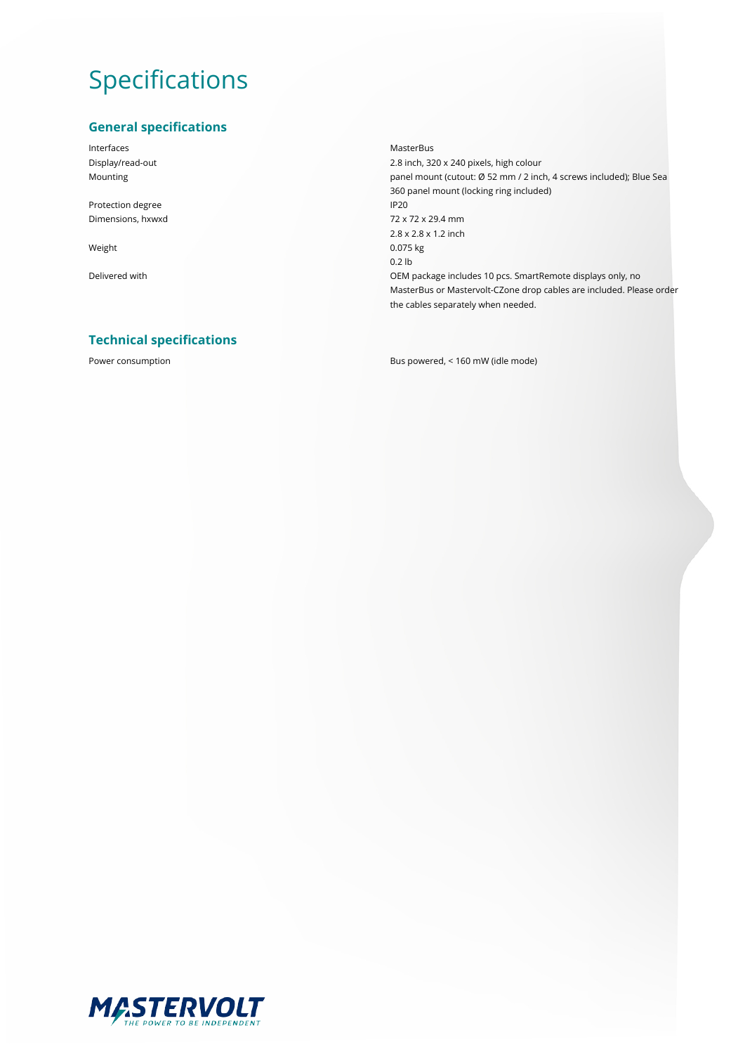# Specifications

## General specifications

| | |
|---|---|
| Interfaces | MasterBus |
| Display/read-out | 2.8 inch, 320 x 240 pixels, high colour |
| Mounting | panel mount (cutout: Ø 52 mm / 2 inch, 4 screws included); Blue Sea 360 panel mount (locking ring included) |
| Protection degree | IP20 |
| Dimensions, hxwxd | 72 x 72 x 29.4 mm<br>2.8 x 2.8 x 1.2 inch |
| Weight | 0.075 kg<br>0.2 lb |
| Delivered with | OEM package includes 10 pcs. SmartRemote displays only, no MasterBus or Mastervolt-CZone drop cables are included. Please order the cables separately when needed. |

## Technical specifications

| | |
|---|---|
| Power consumption | Bus powered, < 160 mW (idle mode) |

MASTERVOLT
THE POWER TO BE INDEPENDENT